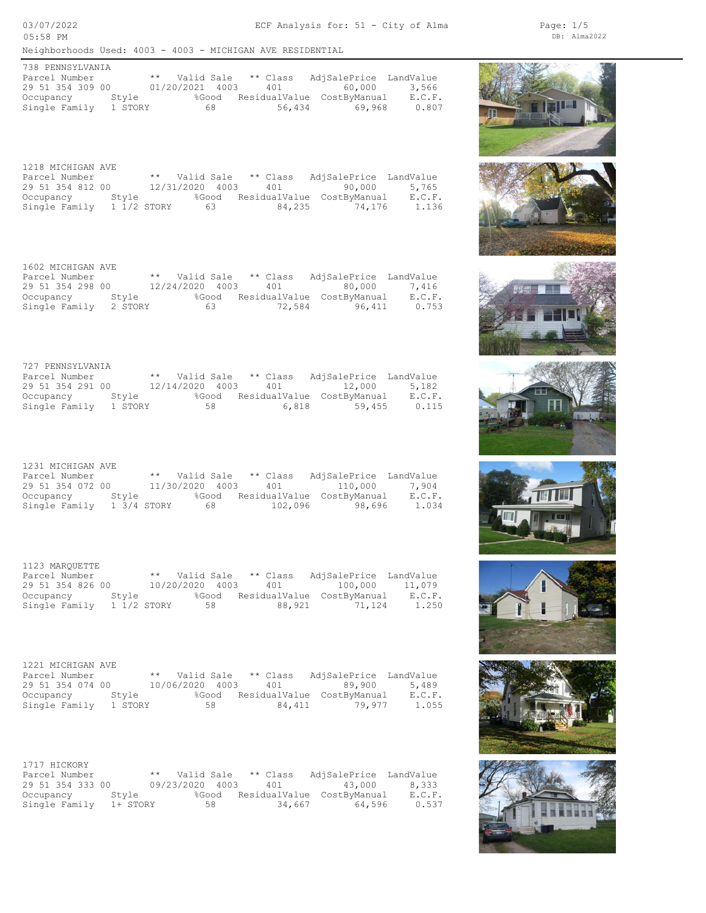ECF Analysis for: 51 - City of Alma

03/07/2022
05:58 PM

DB: Alma2022

Neighborhoods Used: 4003 - 4003 - MICHIGAN AVE RESIDENTIAL

### 738 PENNSYLVANIA

| Parcel Number | ** Valid Sale | ** | Class | AdjSalePrice | LandValue |
|---|---|---|---|---|---|
| 29 51 354 309 00 | 01/20/2021 | 4003 | 401 | 60,000 | 3,566 |
| **Occupancy** | **Style** | **%Good** | **ResidualValue** | **CostByManual** | **E.C.F.** |
| Single Family | 1 STORY | 68 | 56,434 | 69,968 | 0.807 |

### 1218 MICHIGAN AVE

| Parcel Number | ** Valid Sale | ** | Class | AdjSalePrice | LandValue |
|---|---|---|---|---|---|
| 29 51 354 812 00 | 12/31/2020 | 4003 | 401 | 90,000 | 5,765 |
| **Occupancy** | **Style** | **%Good** | **ResidualValue** | **CostByManual** | **E.C.F.** |
| Single Family | 1 1/2 STORY | 63 | 84,235 | 74,176 | 1.136 |

### 1602 MICHIGAN AVE

| Parcel Number | ** Valid Sale | ** | Class | AdjSalePrice | LandValue |
|---|---|---|---|---|---|
| 29 51 354 298 00 | 12/24/2020 | 4003 | 401 | 80,000 | 7,416 |
| **Occupancy** | **Style** | **%Good** | **ResidualValue** | **CostByManual** | **E.C.F.** |
| Single Family | 2 STORY | 63 | 72,584 | 96,411 | 0.753 |

### 727 PENNSYLVANIA

| Parcel Number | ** Valid Sale | ** | Class | AdjSalePrice | LandValue |
|---|---|---|---|---|---|
| 29 51 354 291 00 | 12/14/2020 | 4003 | 401 | 12,000 | 5,182 |
| **Occupancy** | **Style** | **%Good** | **ResidualValue** | **CostByManual** | **E.C.F.** |
| Single Family | 1 STORY | 58 | 6,818 | 59,455 | 0.115 |

### 1231 MICHIGAN AVE

| Parcel Number | ** Valid Sale | ** | Class | AdjSalePrice | LandValue |
|---|---|---|---|---|---|
| 29 51 354 072 00 | 11/30/2020 | 4003 | 401 | 110,000 | 7,904 |
| **Occupancy** | **Style** | **%Good** | **ResidualValue** | **CostByManual** | **E.C.F.** |
| Single Family | 1 3/4 STORY | 68 | 102,096 | 98,696 | 1.034 |

### 1123 MARQUETTE

| Parcel Number | ** Valid Sale | ** | Class | AdjSalePrice | LandValue |
|---|---|---|---|---|---|
| 29 51 354 826 00 | 10/20/2020 | 4003 | 401 | 100,000 | 11,079 |
| **Occupancy** | **Style** | **%Good** | **ResidualValue** | **CostByManual** | **E.C.F.** |
| Single Family | 1 1/2 STORY | 58 | 88,921 | 71,124 | 1.250 |

### 1221 MICHIGAN AVE

| Parcel Number | ** Valid Sale | ** | Class | AdjSalePrice | LandValue |
|---|---|---|---|---|---|
| 29 51 354 074 00 | 10/06/2020 | 4003 | 401 | 89,900 | 5,489 |
| **Occupancy** | **Style** | **%Good** | **ResidualValue** | **CostByManual** | **E.C.F.** |
| Single Family | 1 STORY | 58 | 84,411 | 79,977 | 1.055 |

### 1717 HICKORY

| Parcel Number | ** Valid Sale | ** | Class | AdjSalePrice | LandValue |
|---|---|---|---|---|---|
| 29 51 354 333 00 | 09/23/2020 | 4003 | 401 | 43,000 | 8,333 |
| **Occupancy** | **Style** | **%Good** | **ResidualValue** | **CostByManual** | **E.C.F.** |
| Single Family | 1+ STORY | 58 | 34,667 | 64,596 | 0.537 |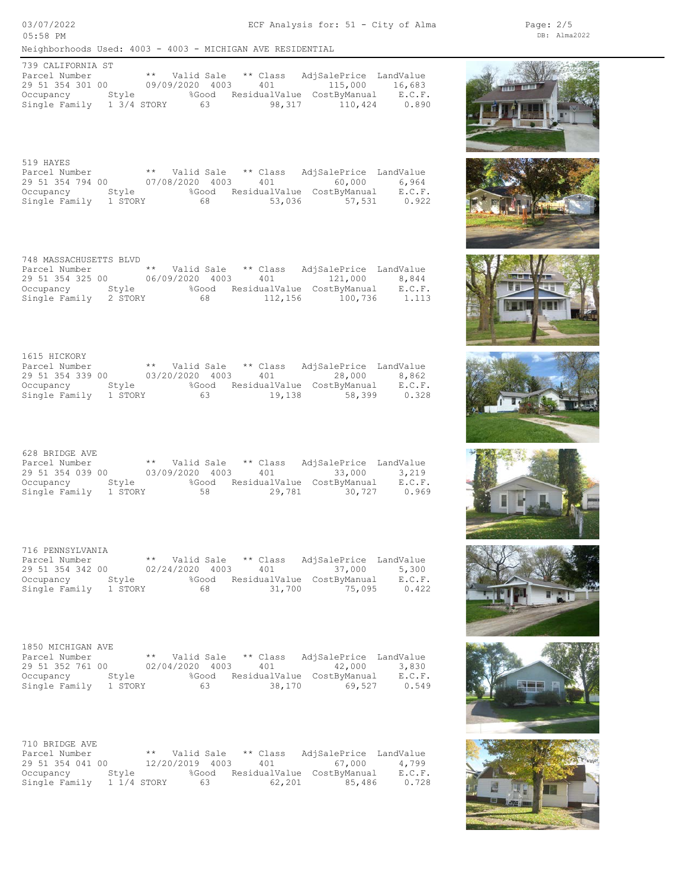Neighborhoods Used: 4003 - 4003 - MICHIGAN AVE RESIDENTIAL

### 739 CALIFORNIA ST

| Parcel Number | ** | Valid Sale | ** Class | AdjSalePrice | LandValue |
|---|---|---|---|---|---|
| 29 51 354 301 00 | 09/09/2020 | 4003 | 401 | 115,000 | 16,683 |
| **Occupancy** | **Style** | **%Good** | **ResidualValue** | **CostByManual** | **E.C.F.** |
| Single Family | 1 3/4 STORY | 63 | 98,317 | 110,424 | 0.890 |

### 519 HAYES

| Parcel Number | ** | Valid Sale | ** Class | AdjSalePrice | LandValue |
|---|---|---|---|---|---|
| 29 51 354 794 00 | 07/08/2020 | 4003 | 401 | 60,000 | 6,964 |
| **Occupancy** | **Style** | **%Good** | **ResidualValue** | **CostByManual** | **E.C.F.** |
| Single Family | 1 STORY | 68 | 53,036 | 57,531 | 0.922 |

### 748 MASSACHUSETTS BLVD

| Parcel Number | ** | Valid Sale | ** Class | AdjSalePrice | LandValue |
|---|---|---|---|---|---|
| 29 51 354 325 00 | 06/09/2020 | 4003 | 401 | 121,000 | 8,844 |
| **Occupancy** | **Style** | **%Good** | **ResidualValue** | **CostByManual** | **E.C.F.** |
| Single Family | 2 STORY | 68 | 112,156 | 100,736 | 1.113 |

### 1615 HICKORY

| Parcel Number | ** | Valid Sale | ** Class | AdjSalePrice | LandValue |
|---|---|---|---|---|---|
| 29 51 354 339 00 | 03/20/2020 | 4003 | 401 | 28,000 | 8,862 |
| **Occupancy** | **Style** | **%Good** | **ResidualValue** | **CostByManual** | **E.C.F.** |
| Single Family | 1 STORY | 63 | 19,138 | 58,399 | 0.328 |

### 628 BRIDGE AVE

| Parcel Number | ** | Valid Sale | ** Class | AdjSalePrice | LandValue |
|---|---|---|---|---|---|
| 29 51 354 039 00 | 03/09/2020 | 4003 | 401 | 33,000 | 3,219 |
| **Occupancy** | **Style** | **%Good** | **ResidualValue** | **CostByManual** | **E.C.F.** |
| Single Family | 1 STORY | 58 | 29,781 | 30,727 | 0.969 |

### 716 PENNSYLVANIA

| Parcel Number | ** | Valid Sale | ** Class | AdjSalePrice | LandValue |
|---|---|---|---|---|---|
| 29 51 354 342 00 | 02/24/2020 | 4003 | 401 | 37,000 | 5,300 |
| **Occupancy** | **Style** | **%Good** | **ResidualValue** | **CostByManual** | **E.C.F.** |
| Single Family | 1 STORY | 68 | 31,700 | 75,095 | 0.422 |

### 1850 MICHIGAN AVE

| Parcel Number | ** | Valid Sale | ** Class | AdjSalePrice | LandValue |
|---|---|---|---|---|---|
| 29 51 352 761 00 | 02/04/2020 | 4003 | 401 | 42,000 | 3,830 |
| **Occupancy** | **Style** | **%Good** | **ResidualValue** | **CostByManual** | **E.C.F.** |
| Single Family | 1 STORY | 63 | 38,170 | 69,527 | 0.549 |

### 710 BRIDGE AVE

| Parcel Number | ** | Valid Sale | ** Class | AdjSalePrice | LandValue |
|---|---|---|---|---|---|
| 29 51 354 041 00 | 12/20/2019 | 4003 | 401 | 67,000 | 4,799 |
| **Occupancy** | **Style** | **%Good** | **ResidualValue** | **CostByManual** | **E.C.F.** |
| Single Family | 1 1/4 STORY | 63 | 62,201 | 85,486 | 0.728 |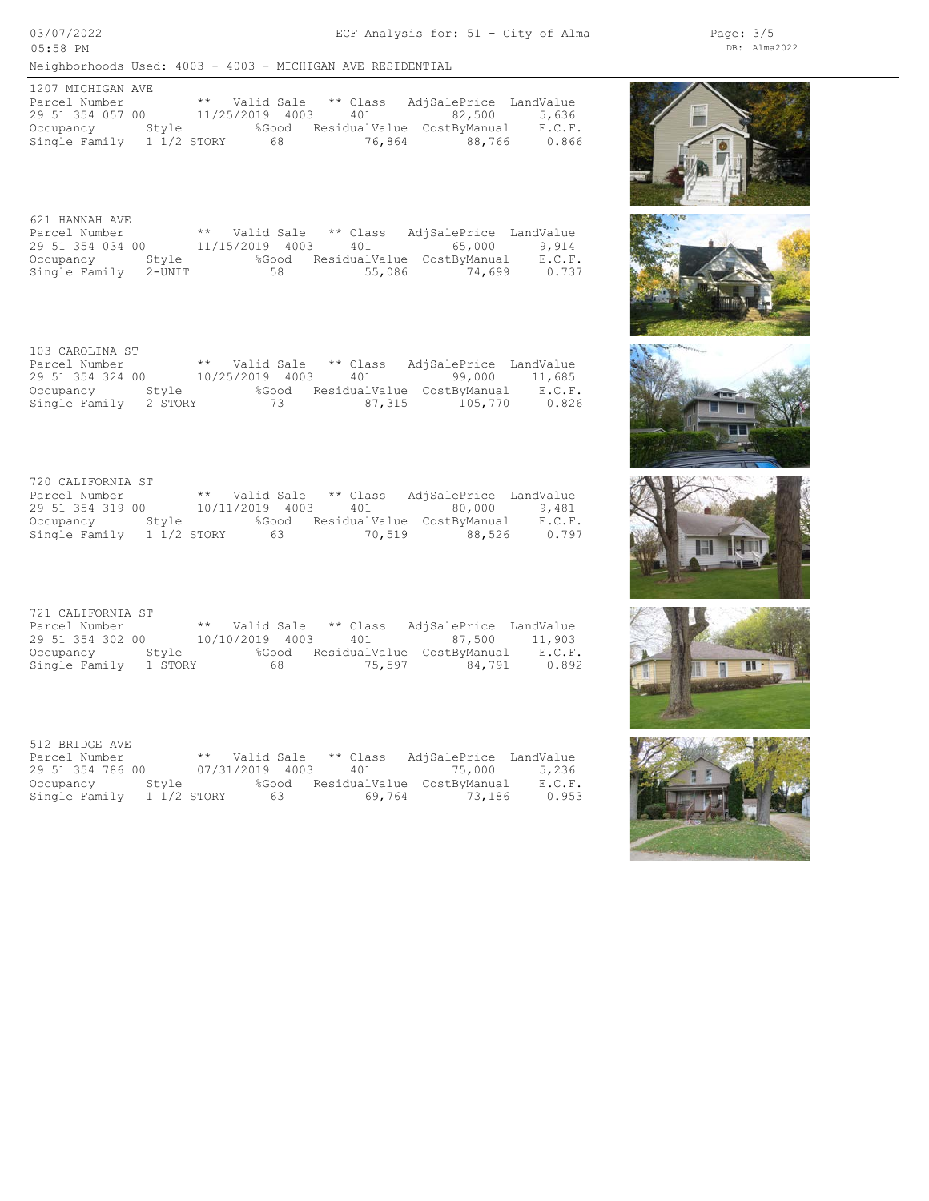ECF Analysis for: 51 - City of Alma

Neighborhoods Used: 4003 - 4003 - MICHIGAN AVE RESIDENTIAL

**1207 MICHIGAN AVE**

| Parcel Number | ** | Valid Sale | ** Class | AdjSalePrice | LandValue |
|---|---|---|---|---|---|
| 29 51 354 057 00 | 11/25/2019 | 4003 | 401 | 82,500 | 5,636 |
| **Occupancy** | **Style** | **%Good** | **ResidualValue** | **CostByManual** | **E.C.F.** |
| Single Family | 1 1/2 STORY | 68 | 76,864 | 88,766 | 0.866 |

**621 HANNAH AVE**

| Parcel Number | ** | Valid Sale | ** Class | AdjSalePrice | LandValue |
|---|---|---|---|---|---|
| 29 51 354 034 00 | 11/15/2019 | 4003 | 401 | 65,000 | 9,914 |
| **Occupancy** | **Style** | **%Good** | **ResidualValue** | **CostByManual** | **E.C.F.** |
| Single Family | 2-UNIT | 58 | 55,086 | 74,699 | 0.737 |

**103 CAROLINA ST**

| Parcel Number | ** | Valid Sale | ** Class | AdjSalePrice | LandValue |
|---|---|---|---|---|---|
| 29 51 354 324 00 | 10/25/2019 | 4003 | 401 | 99,000 | 11,685 |
| **Occupancy** | **Style** | **%Good** | **ResidualValue** | **CostByManual** | **E.C.F.** |
| Single Family | 2 STORY | 73 | 87,315 | 105,770 | 0.826 |

**720 CALIFORNIA ST**

| Parcel Number | ** | Valid Sale | ** Class | AdjSalePrice | LandValue |
|---|---|---|---|---|---|
| 29 51 354 319 00 | 10/11/2019 | 4003 | 401 | 80,000 | 9,481 |
| **Occupancy** | **Style** | **%Good** | **ResidualValue** | **CostByManual** | **E.C.F.** |
| Single Family | 1 1/2 STORY | 63 | 70,519 | 88,526 | 0.797 |

**721 CALIFORNIA ST**

| Parcel Number | ** | Valid Sale | ** Class | AdjSalePrice | LandValue |
|---|---|---|---|---|---|
| 29 51 354 302 00 | 10/10/2019 | 4003 | 401 | 87,500 | 11,903 |
| **Occupancy** | **Style** | **%Good** | **ResidualValue** | **CostByManual** | **E.C.F.** |
| Single Family | 1 STORY | 68 | 75,597 | 84,791 | 0.892 |

**512 BRIDGE AVE**

| Parcel Number | ** | Valid Sale | ** Class | AdjSalePrice | LandValue |
|---|---|---|---|---|---|
| 29 51 354 786 00 | 07/31/2019 | 4003 | 401 | 75,000 | 5,236 |
| **Occupancy** | **Style** | **%Good** | **ResidualValue** | **CostByManual** | **E.C.F.** |
| Single Family | 1 1/2 STORY | 63 | 69,764 | 73,186 | 0.953 |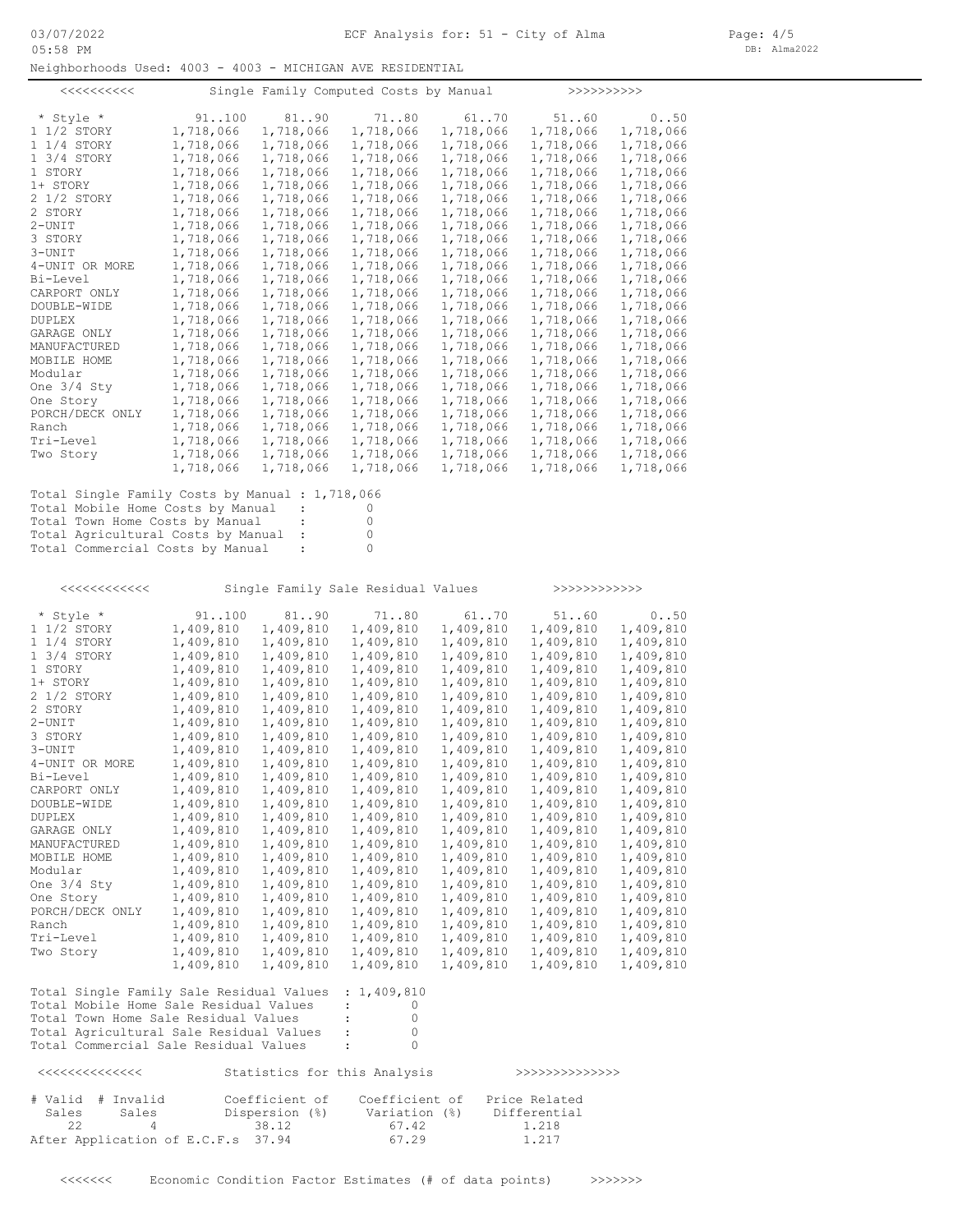ECF Analysis for: 51 - City of Alma

Neighborhoods Used: 4003 - 4003 - MICHIGAN AVE RESIDENTIAL

## <<<<<<<<<< Single Family Computed Costs by Manual >>>>>>>>>>

| * Style * | 91..100 | 81..90 | 71..80 | 61..70 | 51..60 | 0..50 |
|---|---|---|---|---|---|---|
| 1 1/2 STORY | 1,718,066 | 1,718,066 | 1,718,066 | 1,718,066 | 1,718,066 | 1,718,066 |
| 1 1/4 STORY | 1,718,066 | 1,718,066 | 1,718,066 | 1,718,066 | 1,718,066 | 1,718,066 |
| 1 3/4 STORY | 1,718,066 | 1,718,066 | 1,718,066 | 1,718,066 | 1,718,066 | 1,718,066 |
| 1 STORY | 1,718,066 | 1,718,066 | 1,718,066 | 1,718,066 | 1,718,066 | 1,718,066 |
| 1+ STORY | 1,718,066 | 1,718,066 | 1,718,066 | 1,718,066 | 1,718,066 | 1,718,066 |
| 2 1/2 STORY | 1,718,066 | 1,718,066 | 1,718,066 | 1,718,066 | 1,718,066 | 1,718,066 |
| 2 STORY | 1,718,066 | 1,718,066 | 1,718,066 | 1,718,066 | 1,718,066 | 1,718,066 |
| 2-UNIT | 1,718,066 | 1,718,066 | 1,718,066 | 1,718,066 | 1,718,066 | 1,718,066 |
| 3 STORY | 1,718,066 | 1,718,066 | 1,718,066 | 1,718,066 | 1,718,066 | 1,718,066 |
| 3-UNIT | 1,718,066 | 1,718,066 | 1,718,066 | 1,718,066 | 1,718,066 | 1,718,066 |
| 4-UNIT OR MORE | 1,718,066 | 1,718,066 | 1,718,066 | 1,718,066 | 1,718,066 | 1,718,066 |
| Bi-Level | 1,718,066 | 1,718,066 | 1,718,066 | 1,718,066 | 1,718,066 | 1,718,066 |
| CARPORT ONLY | 1,718,066 | 1,718,066 | 1,718,066 | 1,718,066 | 1,718,066 | 1,718,066 |
| DOUBLE-WIDE | 1,718,066 | 1,718,066 | 1,718,066 | 1,718,066 | 1,718,066 | 1,718,066 |
| DUPLEX | 1,718,066 | 1,718,066 | 1,718,066 | 1,718,066 | 1,718,066 | 1,718,066 |
| GARAGE ONLY | 1,718,066 | 1,718,066 | 1,718,066 | 1,718,066 | 1,718,066 | 1,718,066 |
| MANUFACTURED | 1,718,066 | 1,718,066 | 1,718,066 | 1,718,066 | 1,718,066 | 1,718,066 |
| MOBILE HOME | 1,718,066 | 1,718,066 | 1,718,066 | 1,718,066 | 1,718,066 | 1,718,066 |
| Modular | 1,718,066 | 1,718,066 | 1,718,066 | 1,718,066 | 1,718,066 | 1,718,066 |
| One 3/4 Sty | 1,718,066 | 1,718,066 | 1,718,066 | 1,718,066 | 1,718,066 | 1,718,066 |
| One Story | 1,718,066 | 1,718,066 | 1,718,066 | 1,718,066 | 1,718,066 | 1,718,066 |
| PORCH/DECK ONLY | 1,718,066 | 1,718,066 | 1,718,066 | 1,718,066 | 1,718,066 | 1,718,066 |
| Ranch | 1,718,066 | 1,718,066 | 1,718,066 | 1,718,066 | 1,718,066 | 1,718,066 |
| Tri-Level | 1,718,066 | 1,718,066 | 1,718,066 | 1,718,066 | 1,718,066 | 1,718,066 |
| Two Story | 1,718,066 | 1,718,066 | 1,718,066 | 1,718,066 | 1,718,066 | 1,718,066 |
| | 1,718,066 | 1,718,066 | 1,718,066 | 1,718,066 | 1,718,066 | 1,718,066 |

Total Single Family Costs by Manual : 1,718,066
Total Mobile Home Costs by Manual : 0
Total Town Home Costs by Manual : 0
Total Agricultural Costs by Manual : 0
Total Commercial Costs by Manual : 0

## <<<<<<<<<<<< Single Family Sale Residual Values >>>>>>>>>>>>

| * Style * | 91..100 | 81..90 | 71..80 | 61..70 | 51..60 | 0..50 |
|---|---|---|---|---|---|---|
| 1 1/2 STORY | 1,409,810 | 1,409,810 | 1,409,810 | 1,409,810 | 1,409,810 | 1,409,810 |
| 1 1/4 STORY | 1,409,810 | 1,409,810 | 1,409,810 | 1,409,810 | 1,409,810 | 1,409,810 |
| 1 3/4 STORY | 1,409,810 | 1,409,810 | 1,409,810 | 1,409,810 | 1,409,810 | 1,409,810 |
| 1 STORY | 1,409,810 | 1,409,810 | 1,409,810 | 1,409,810 | 1,409,810 | 1,409,810 |
| 1+ STORY | 1,409,810 | 1,409,810 | 1,409,810 | 1,409,810 | 1,409,810 | 1,409,810 |
| 2 1/2 STORY | 1,409,810 | 1,409,810 | 1,409,810 | 1,409,810 | 1,409,810 | 1,409,810 |
| 2 STORY | 1,409,810 | 1,409,810 | 1,409,810 | 1,409,810 | 1,409,810 | 1,409,810 |
| 2-UNIT | 1,409,810 | 1,409,810 | 1,409,810 | 1,409,810 | 1,409,810 | 1,409,810 |
| 3 STORY | 1,409,810 | 1,409,810 | 1,409,810 | 1,409,810 | 1,409,810 | 1,409,810 |
| 3-UNIT | 1,409,810 | 1,409,810 | 1,409,810 | 1,409,810 | 1,409,810 | 1,409,810 |
| 4-UNIT OR MORE | 1,409,810 | 1,409,810 | 1,409,810 | 1,409,810 | 1,409,810 | 1,409,810 |
| Bi-Level | 1,409,810 | 1,409,810 | 1,409,810 | 1,409,810 | 1,409,810 | 1,409,810 |
| CARPORT ONLY | 1,409,810 | 1,409,810 | 1,409,810 | 1,409,810 | 1,409,810 | 1,409,810 |
| DOUBLE-WIDE | 1,409,810 | 1,409,810 | 1,409,810 | 1,409,810 | 1,409,810 | 1,409,810 |
| DUPLEX | 1,409,810 | 1,409,810 | 1,409,810 | 1,409,810 | 1,409,810 | 1,409,810 |
| GARAGE ONLY | 1,409,810 | 1,409,810 | 1,409,810 | 1,409,810 | 1,409,810 | 1,409,810 |
| MANUFACTURED | 1,409,810 | 1,409,810 | 1,409,810 | 1,409,810 | 1,409,810 | 1,409,810 |
| MOBILE HOME | 1,409,810 | 1,409,810 | 1,409,810 | 1,409,810 | 1,409,810 | 1,409,810 |
| Modular | 1,409,810 | 1,409,810 | 1,409,810 | 1,409,810 | 1,409,810 | 1,409,810 |
| One 3/4 Sty | 1,409,810 | 1,409,810 | 1,409,810 | 1,409,810 | 1,409,810 | 1,409,810 |
| One Story | 1,409,810 | 1,409,810 | 1,409,810 | 1,409,810 | 1,409,810 | 1,409,810 |
| PORCH/DECK ONLY | 1,409,810 | 1,409,810 | 1,409,810 | 1,409,810 | 1,409,810 | 1,409,810 |
| Ranch | 1,409,810 | 1,409,810 | 1,409,810 | 1,409,810 | 1,409,810 | 1,409,810 |
| Tri-Level | 1,409,810 | 1,409,810 | 1,409,810 | 1,409,810 | 1,409,810 | 1,409,810 |
| Two Story | 1,409,810 | 1,409,810 | 1,409,810 | 1,409,810 | 1,409,810 | 1,409,810 |
| | 1,409,810 | 1,409,810 | 1,409,810 | 1,409,810 | 1,409,810 | 1,409,810 |

Total Single Family Sale Residual Values : 1,409,810
Total Mobile Home Sale Residual Values : 0
Total Town Home Sale Residual Values : 0
Total Agricultural Sale Residual Values : 0
Total Commercial Sale Residual Values : 0

## <<<<<<<<<<<<<< Statistics for this Analysis >>>>>>>>>>>>>>

| # Valid Sales | # Invalid Sales | Coefficient of Dispersion (%) | Coefficient of Variation (%) | Price Related Differential |
|---|---|---|---|---|
| 22 | 4 | 38.12 | 67.42 | 1.218 |
| After Application of E.C.F.s | | 37.94 | 67.29 | 1.217 |

## <<<<<<< Economic Condition Factor Estimates (# of data points) >>>>>>>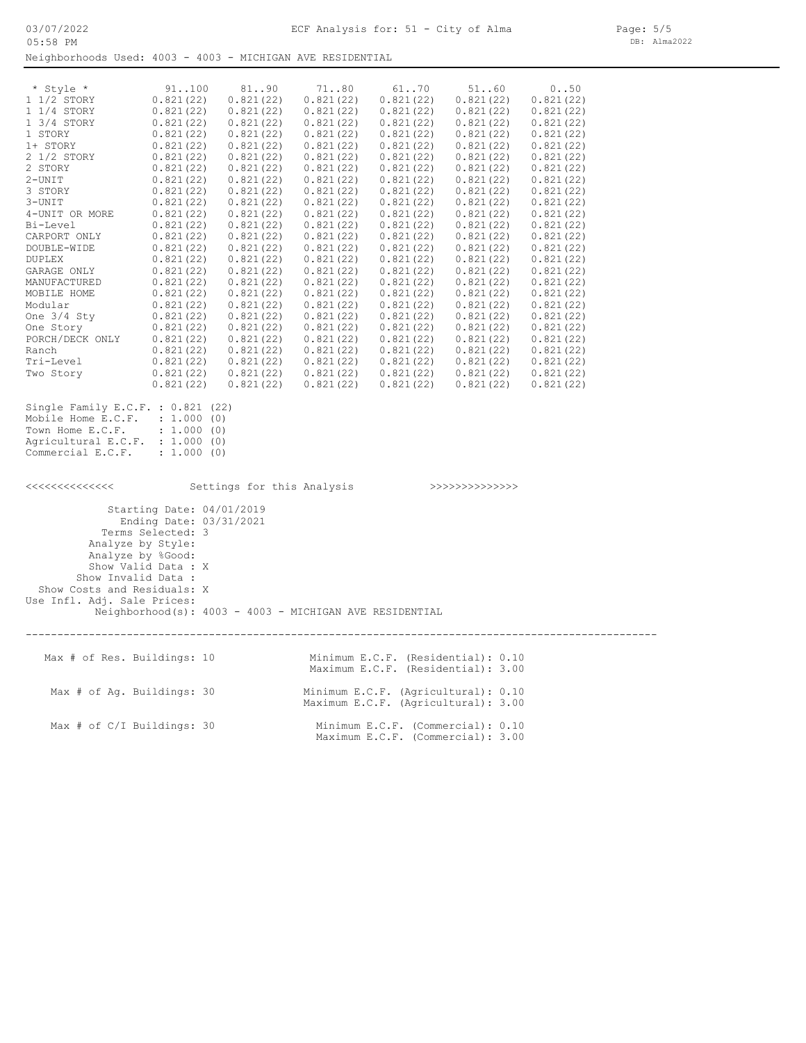03/07/2022
05:58 PM

ECF Analysis for: 51 - City of Alma

DB: Alma2022

Neighborhoods Used: 4003 - 4003 - MICHIGAN AVE RESIDENTIAL

| * Style * | 91..100 | 81..90 | 71..80 | 61..70 | 51..60 | 0..50 |
|---|---|---|---|---|---|---|
| 1 1/2 STORY | 0.821(22) | 0.821(22) | 0.821(22) | 0.821(22) | 0.821(22) | 0.821(22) |
| 1 1/4 STORY | 0.821(22) | 0.821(22) | 0.821(22) | 0.821(22) | 0.821(22) | 0.821(22) |
| 1 3/4 STORY | 0.821(22) | 0.821(22) | 0.821(22) | 0.821(22) | 0.821(22) | 0.821(22) |
| 1 STORY | 0.821(22) | 0.821(22) | 0.821(22) | 0.821(22) | 0.821(22) | 0.821(22) |
| 1+ STORY | 0.821(22) | 0.821(22) | 0.821(22) | 0.821(22) | 0.821(22) | 0.821(22) |
| 2 1/2 STORY | 0.821(22) | 0.821(22) | 0.821(22) | 0.821(22) | 0.821(22) | 0.821(22) |
| 2 STORY | 0.821(22) | 0.821(22) | 0.821(22) | 0.821(22) | 0.821(22) | 0.821(22) |
| 2-UNIT | 0.821(22) | 0.821(22) | 0.821(22) | 0.821(22) | 0.821(22) | 0.821(22) |
| 3 STORY | 0.821(22) | 0.821(22) | 0.821(22) | 0.821(22) | 0.821(22) | 0.821(22) |
| 3-UNIT | 0.821(22) | 0.821(22) | 0.821(22) | 0.821(22) | 0.821(22) | 0.821(22) |
| 4-UNIT OR MORE | 0.821(22) | 0.821(22) | 0.821(22) | 0.821(22) | 0.821(22) | 0.821(22) |
| Bi-Level | 0.821(22) | 0.821(22) | 0.821(22) | 0.821(22) | 0.821(22) | 0.821(22) |
| CARPORT ONLY | 0.821(22) | 0.821(22) | 0.821(22) | 0.821(22) | 0.821(22) | 0.821(22) |
| DOUBLE-WIDE | 0.821(22) | 0.821(22) | 0.821(22) | 0.821(22) | 0.821(22) | 0.821(22) |
| DUPLEX | 0.821(22) | 0.821(22) | 0.821(22) | 0.821(22) | 0.821(22) | 0.821(22) |
| GARAGE ONLY | 0.821(22) | 0.821(22) | 0.821(22) | 0.821(22) | 0.821(22) | 0.821(22) |
| MANUFACTURED | 0.821(22) | 0.821(22) | 0.821(22) | 0.821(22) | 0.821(22) | 0.821(22) |
| MOBILE HOME | 0.821(22) | 0.821(22) | 0.821(22) | 0.821(22) | 0.821(22) | 0.821(22) |
| Modular | 0.821(22) | 0.821(22) | 0.821(22) | 0.821(22) | 0.821(22) | 0.821(22) |
| One 3/4 Sty | 0.821(22) | 0.821(22) | 0.821(22) | 0.821(22) | 0.821(22) | 0.821(22) |
| One Story | 0.821(22) | 0.821(22) | 0.821(22) | 0.821(22) | 0.821(22) | 0.821(22) |
| PORCH/DECK ONLY | 0.821(22) | 0.821(22) | 0.821(22) | 0.821(22) | 0.821(22) | 0.821(22) |
| Ranch | 0.821(22) | 0.821(22) | 0.821(22) | 0.821(22) | 0.821(22) | 0.821(22) |
| Tri-Level | 0.821(22) | 0.821(22) | 0.821(22) | 0.821(22) | 0.821(22) | 0.821(22) |
| Two Story | 0.821(22) | 0.821(22) | 0.821(22) | 0.821(22) | 0.821(22) | 0.821(22) |
| | 0.821(22) | 0.821(22) | 0.821(22) | 0.821(22) | 0.821(22) | 0.821(22) |

Single Family E.C.F. : 0.821 (22)
Mobile Home E.C.F. : 1.000 (0)
Town Home E.C.F. : 1.000 (0)
Agricultural E.C.F. : 1.000 (0)
Commercial E.C.F. : 1.000 (0)

<<<<<<<<<<<<<< Settings for this Analysis >>>>>>>>>>>>>>

Starting Date: 04/01/2019
Ending Date: 03/31/2021
Terms Selected: 3
Analyze by Style:
Analyze by %Good:
Show Valid Data : X
Show Invalid Data :
Show Costs and Residuals: X
Use Infl. Adj. Sale Prices:
Neighborhood(s): 4003 - 4003 - MICHIGAN AVE RESIDENTIAL

---

Max # of Res. Buildings: 10 — Minimum E.C.F. (Residential): 0.10 — Maximum E.C.F. (Residential): 3.00

Max # of Ag. Buildings: 30 — Minimum E.C.F. (Agricultural): 0.10 — Maximum E.C.F. (Agricultural): 3.00

Max # of C/I Buildings: 30 — Minimum E.C.F. (Commercial): 0.10 — Maximum E.C.F. (Commercial): 3.00